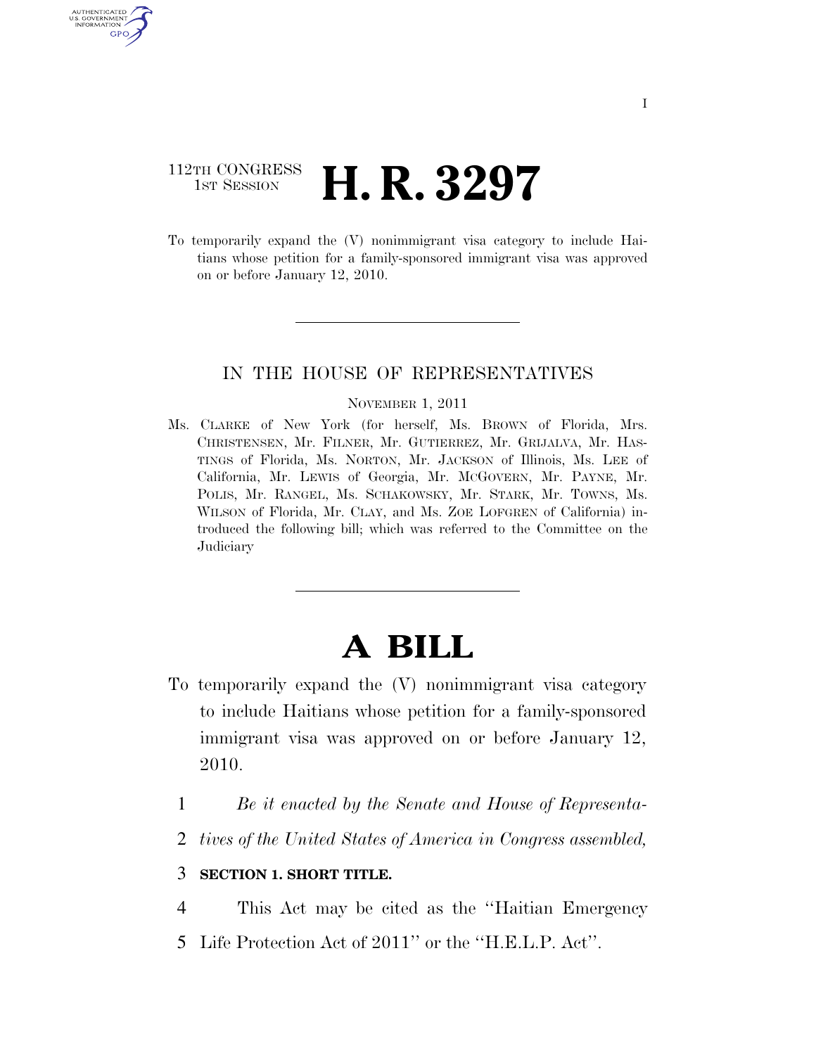112TH CONGRESS
1ST SESSION

# H. R. 3297

To temporarily expand the (V) nonimmigrant visa category to include Haitians whose petition for a family-sponsored immigrant visa was approved on or before January 12, 2010.

---

IN THE HOUSE OF REPRESENTATIVES

NOVEMBER 1, 2011

Ms. CLARKE of New York (for herself, Ms. BROWN of Florida, Mrs. CHRISTENSEN, Mr. FILNER, Mr. GUTIERREZ, Mr. GRIJALVA, Mr. HASTINGS of Florida, Ms. NORTON, Mr. JACKSON of Illinois, Ms. LEE of California, Mr. LEWIS of Georgia, Mr. MCGOVERN, Mr. PAYNE, Mr. POLIS, Mr. RANGEL, Ms. SCHAKOWSKY, Mr. STARK, Mr. TOWNS, Ms. WILSON of Florida, Mr. CLAY, and Ms. ZOE LOFGREN of California) introduced the following bill; which was referred to the Committee on the Judiciary

---

# A BILL

To temporarily expand the (V) nonimmigrant visa category to include Haitians whose petition for a family-sponsored immigrant visa was approved on or before January 12, 2010.

1 *Be it enacted by the Senate and House of Representa-*
2 *tives of the United States of America in Congress assembled,*

3 **SECTION 1. SHORT TITLE.**

4 This Act may be cited as the "Haitian Emergency
5 Life Protection Act of 2011" or the "H.E.L.P. Act".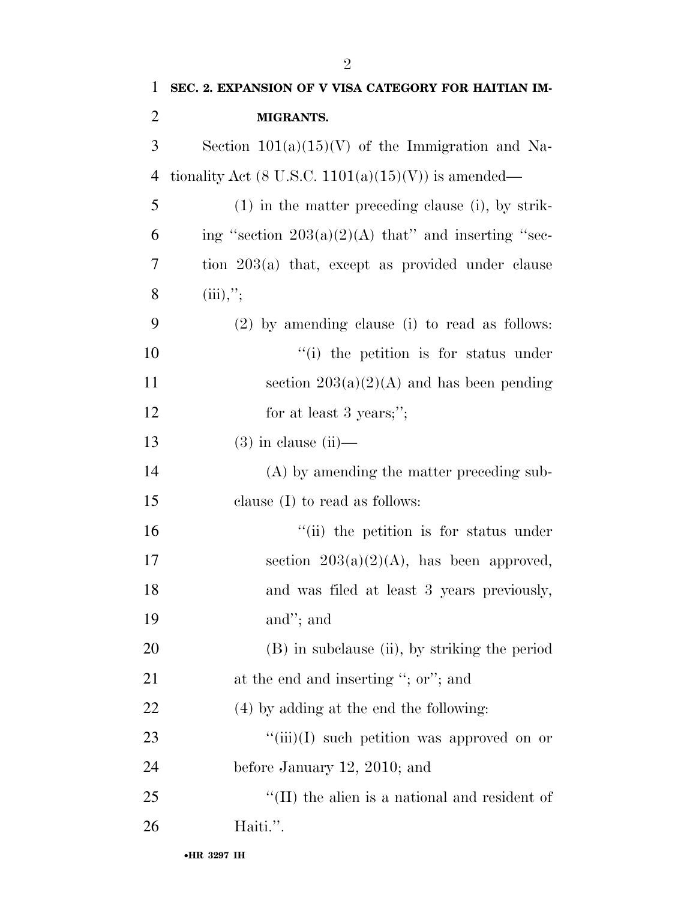**SEC. 2. EXPANSION OF V VISA CATEGORY FOR HAITIAN IMMIGRANTS.**

Section 101(a)(15)(V) of the Immigration and Nationality Act (8 U.S.C. 1101(a)(15)(V)) is amended—

(1) in the matter preceding clause (i), by striking "section 203(a)(2)(A) that" and inserting "section 203(a) that, except as provided under clause (iii),";

(2) by amending clause (i) to read as follows:

"(i) the petition is for status under section 203(a)(2)(A) and has been pending for at least 3 years;";

(3) in clause (ii)—

(A) by amending the matter preceding subclause (I) to read as follows:

"(ii) the petition is for status under section 203(a)(2)(A), has been approved, and was filed at least 3 years previously, and"; and

(B) in subclause (ii), by striking the period at the end and inserting "; or"; and

(4) by adding at the end the following:

"(iii)(I) such petition was approved on or before January 12, 2010; and

"(II) the alien is a national and resident of Haiti.".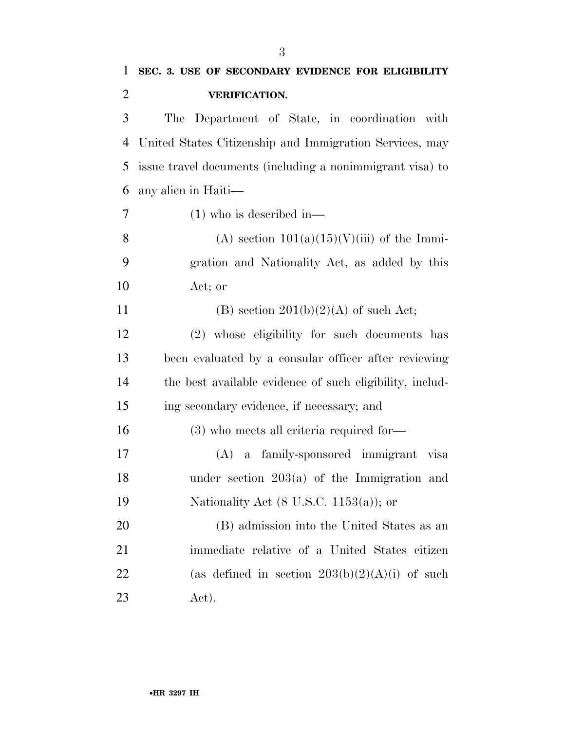## SEC. 3. USE OF SECONDARY EVIDENCE FOR ELIGIBILITY VERIFICATION.

The Department of State, in coordination with United States Citizenship and Immigration Services, may issue travel documents (including a nonimmigrant visa) to any alien in Haiti—

(1) who is described in—

(A) section 101(a)(15)(V)(iii) of the Immigration and Nationality Act, as added by this Act; or

(B) section 201(b)(2)(A) of such Act;

(2) whose eligibility for such documents has been evaluated by a consular officer after reviewing the best available evidence of such eligibility, including secondary evidence, if necessary; and

(3) who meets all criteria required for—

(A) a family-sponsored immigrant visa under section 203(a) of the Immigration and Nationality Act (8 U.S.C. 1153(a)); or

(B) admission into the United States as an immediate relative of a United States citizen (as defined in section 203(b)(2)(A)(i) of such Act).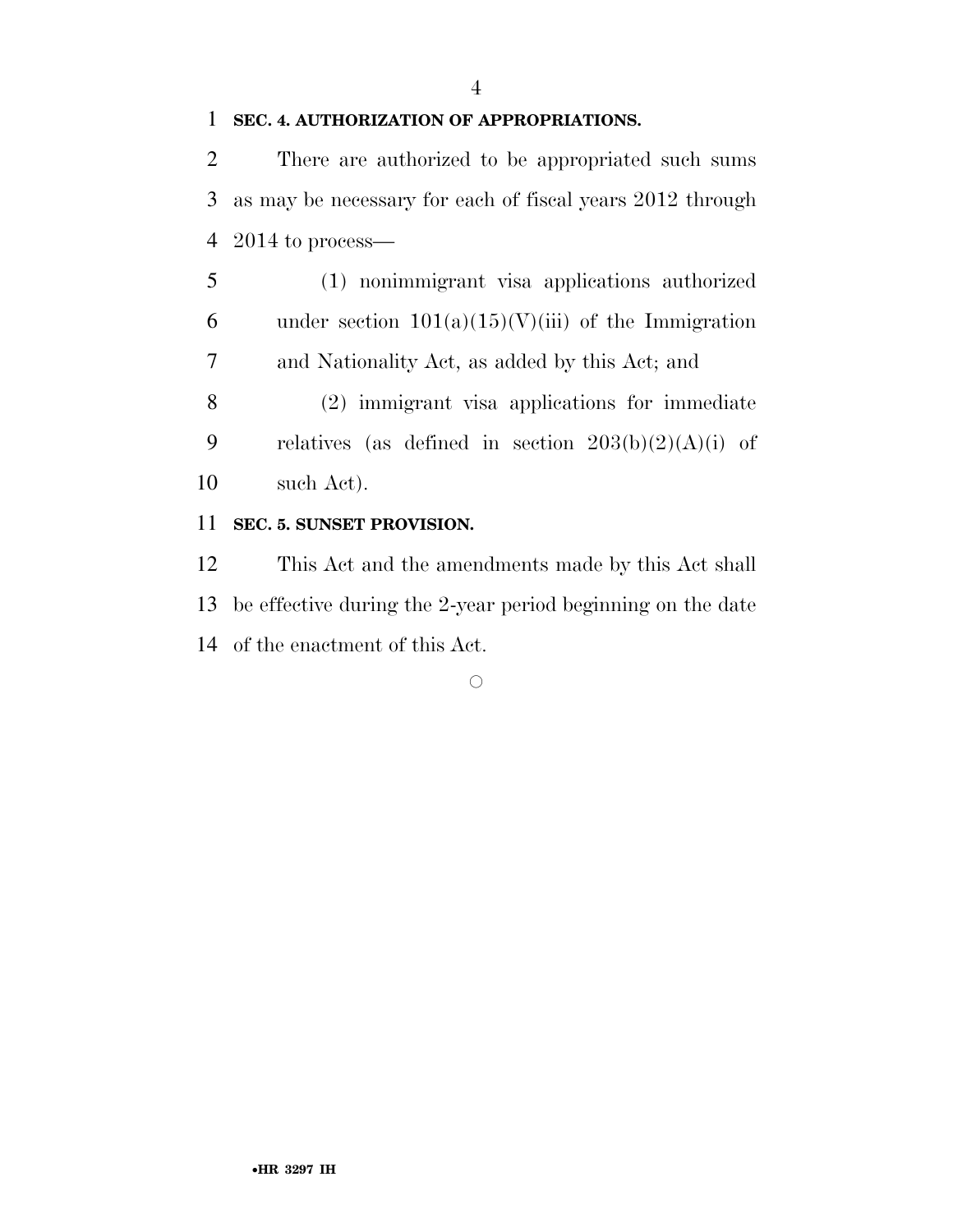**SEC. 4. AUTHORIZATION OF APPROPRIATIONS.**

There are authorized to be appropriated such sums as may be necessary for each of fiscal years 2012 through 2014 to process—

(1) nonimmigrant visa applications authorized under section 101(a)(15)(V)(iii) of the Immigration and Nationality Act, as added by this Act; and

(2) immigrant visa applications for immediate relatives (as defined in section 203(b)(2)(A)(i) of such Act).

**SEC. 5. SUNSET PROVISION.**

This Act and the amendments made by this Act shall be effective during the 2-year period beginning on the date of the enactment of this Act.

○